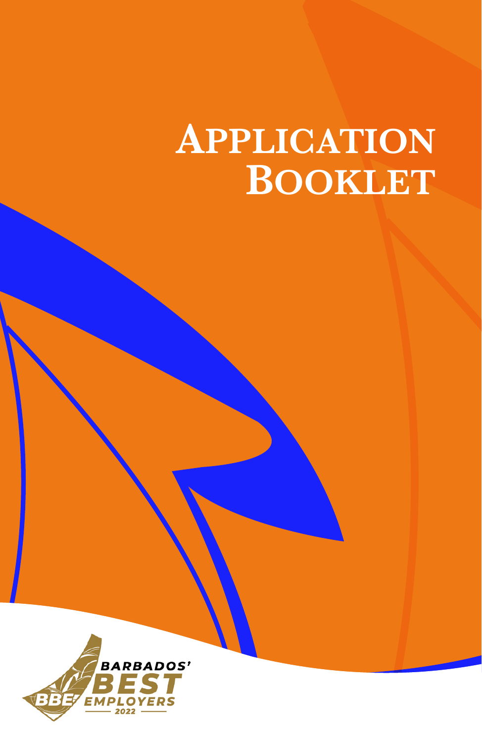# Application Booklet

BARBADOS' BEST EMPLOYERS 2022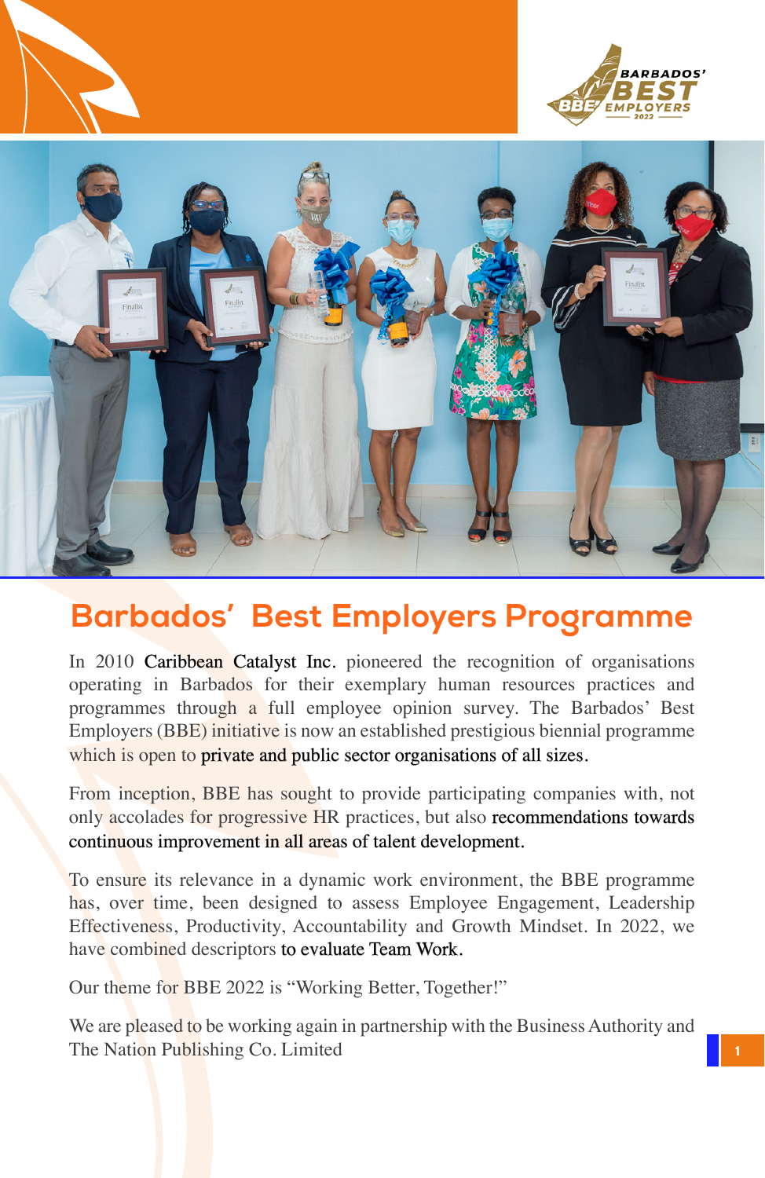# Barbados' Best Employers Programme

In 2010 Caribbean Catalyst Inc. pioneered the recognition of organisations operating in Barbados for their exemplary human resources practices and programmes through a full employee opinion survey. The Barbados' Best Employers (BBE) initiative is now an established prestigious biennial programme which is open to private and public sector organisations of all sizes.

From inception, BBE has sought to provide participating companies with, not only accolades for progressive HR practices, but also recommendations towards continuous improvement in all areas of talent development.

To ensure its relevance in a dynamic work environment, the BBE programme has, over time, been designed to assess Employee Engagement, Leadership Effectiveness, Productivity, Accountability and Growth Mindset. In 2022, we have combined descriptors to evaluate Team Work.

Our theme for BBE 2022 is "Working Better, Together!"

We are pleased to be working again in partnership with the Business Authority and The Nation Publishing Co. Limited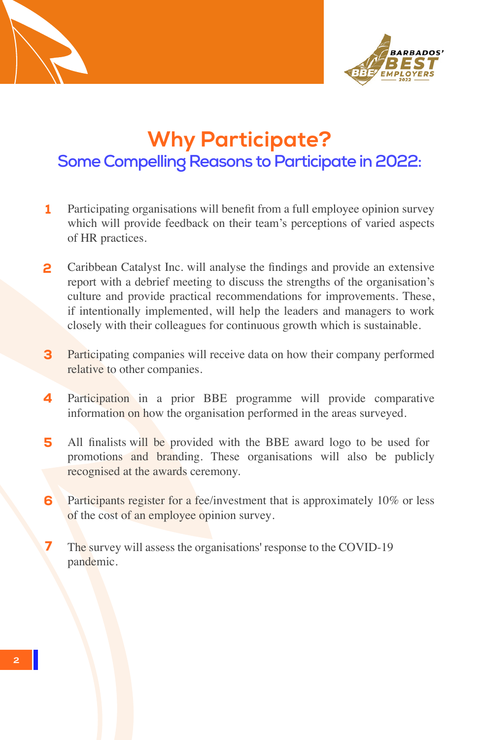# Why Participate?

## Some Compelling Reasons to Participate in 2022:

1. Participating organisations will benefit from a full employee opinion survey which will provide feedback on their team's perceptions of varied aspects of HR practices.

2. Caribbean Catalyst Inc. will analyse the findings and provide an extensive report with a debrief meeting to discuss the strengths of the organisation's culture and provide practical recommendations for improvements. These, if intentionally implemented, will help the leaders and managers to work closely with their colleagues for continuous growth which is sustainable.

3. Participating companies will receive data on how their company performed relative to other companies.

4. Participation in a prior BBE programme will provide comparative information on how the organisation performed in the areas surveyed.

5. All finalists will be provided with the BBE award logo to be used for promotions and branding. These organisations will also be publicly recognised at the awards ceremony.

6. Participants register for a fee/investment that is approximately 10% or less of the cost of an employee opinion survey.

7. The survey will assess the organisations' response to the COVID-19 pandemic.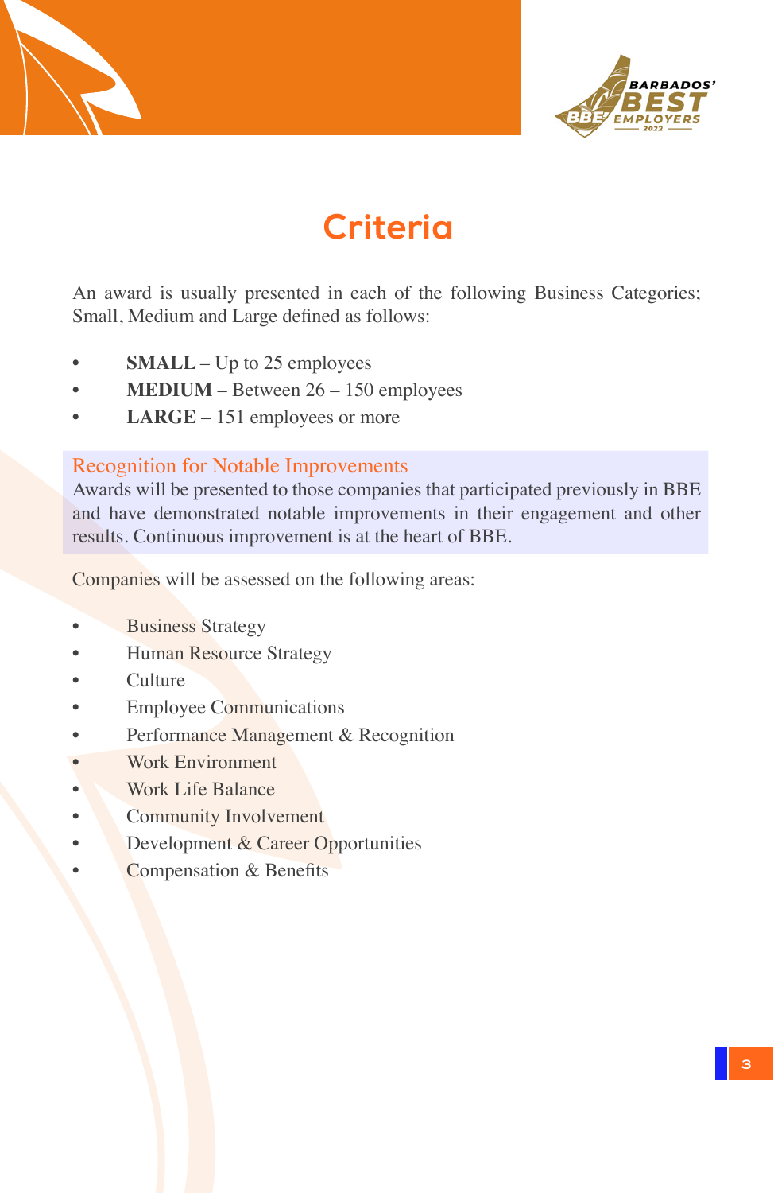# Criteria

An award is usually presented in each of the following Business Categories; Small, Medium and Large defined as follows:

- **SMALL** – Up to 25 employees
- **MEDIUM** – Between 26 – 150 employees
- **LARGE** – 151 employees or more

### Recognition for Notable Improvements

Awards will be presented to those companies that participated previously in BBE and have demonstrated notable improvements in their engagement and other results. Continuous improvement is at the heart of BBE.

Companies will be assessed on the following areas:

- Business Strategy
- Human Resource Strategy
- Culture
- Employee Communications
- Performance Management & Recognition
- Work Environment
- Work Life Balance
- Community Involvement
- Development & Career Opportunities
- Compensation & Benefits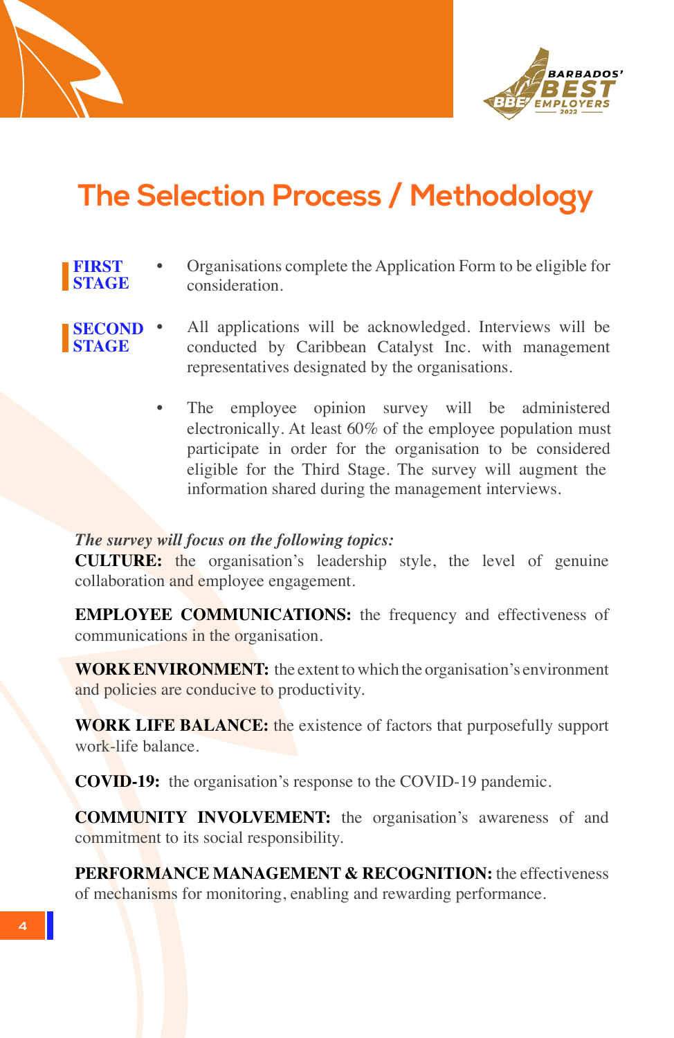# The Selection Process / Methodology

**FIRST STAGE**

- Organisations complete the Application Form to be eligible for consideration.

**SECOND STAGE**

- All applications will be acknowledged. Interviews will be conducted by Caribbean Catalyst Inc. with management representatives designated by the organisations.
- The employee opinion survey will be administered electronically. At least 60% of the employee population must participate in order for the organisation to be considered eligible for the Third Stage. The survey will augment the information shared during the management interviews.

***The survey will focus on the following topics:***

**CULTURE:** the organisation's leadership style, the level of genuine collaboration and employee engagement.

**EMPLOYEE COMMUNICATIONS:** the frequency and effectiveness of communications in the organisation.

**WORK ENVIRONMENT:** the extent to which the organisation's environment and policies are conducive to productivity.

**WORK LIFE BALANCE:** the existence of factors that purposefully support work-life balance.

**COVID-19:** the organisation's response to the COVID-19 pandemic.

**COMMUNITY INVOLVEMENT:** the organisation's awareness of and commitment to its social responsibility.

**PERFORMANCE MANAGEMENT & RECOGNITION:** the effectiveness of mechanisms for monitoring, enabling and rewarding performance.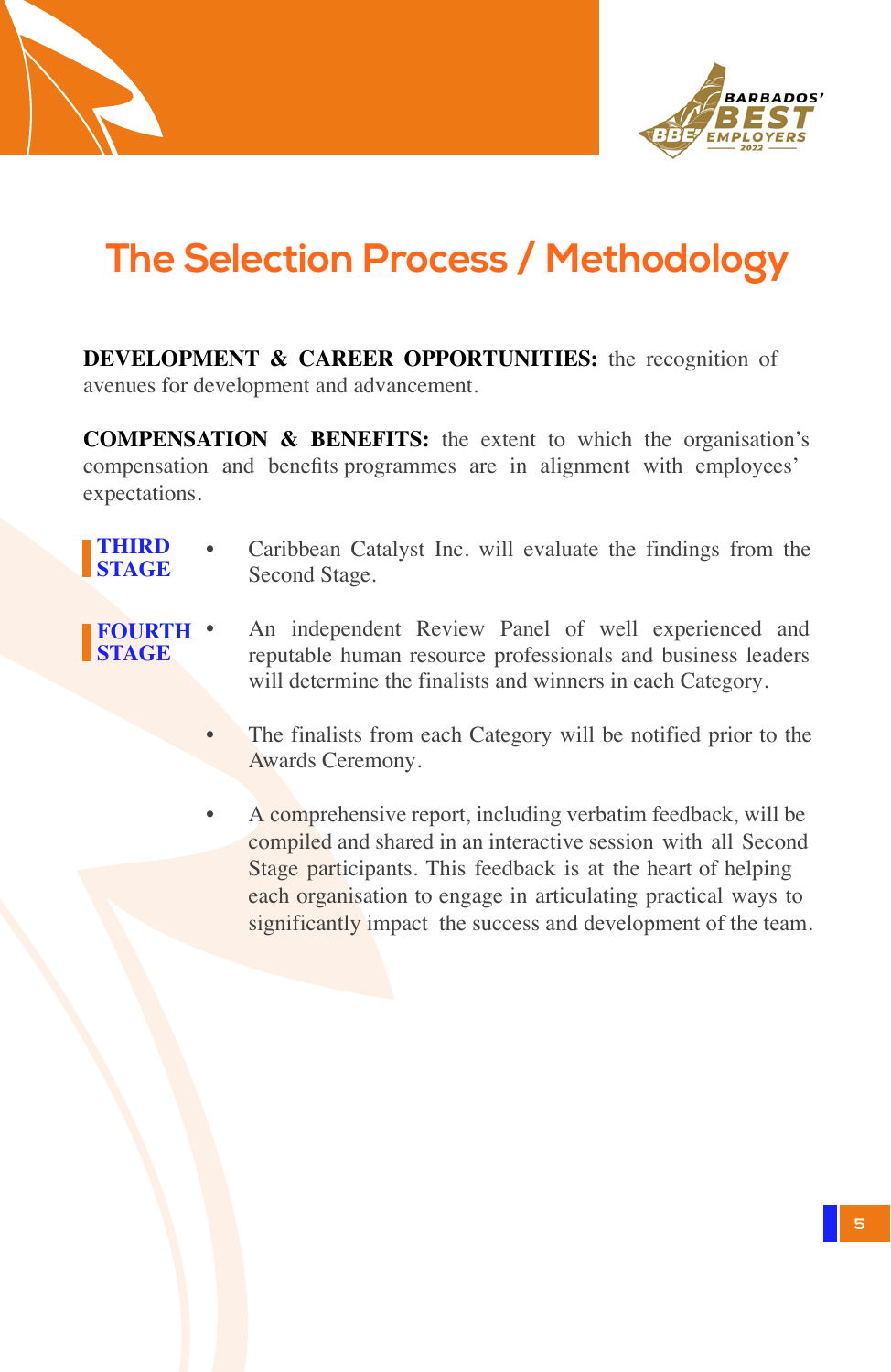# The Selection Process / Methodology

**DEVELOPMENT & CAREER OPPORTUNITIES:** the recognition of avenues for development and advancement.

**COMPENSATION & BENEFITS:** the extent to which the organisation's compensation and benefits programmes are in alignment with employees' expectations.

**THIRD STAGE**

- Caribbean Catalyst Inc. will evaluate the findings from the Second Stage.

**FOURTH STAGE**

- An independent Review Panel of well experienced and reputable human resource professionals and business leaders will determine the finalists and winners in each Category.
- The finalists from each Category will be notified prior to the Awards Ceremony.
- A comprehensive report, including verbatim feedback, will be compiled and shared in an interactive session with all Second Stage participants. This feedback is at the heart of helping each organisation to engage in articulating practical ways to significantly impact the success and development of the team.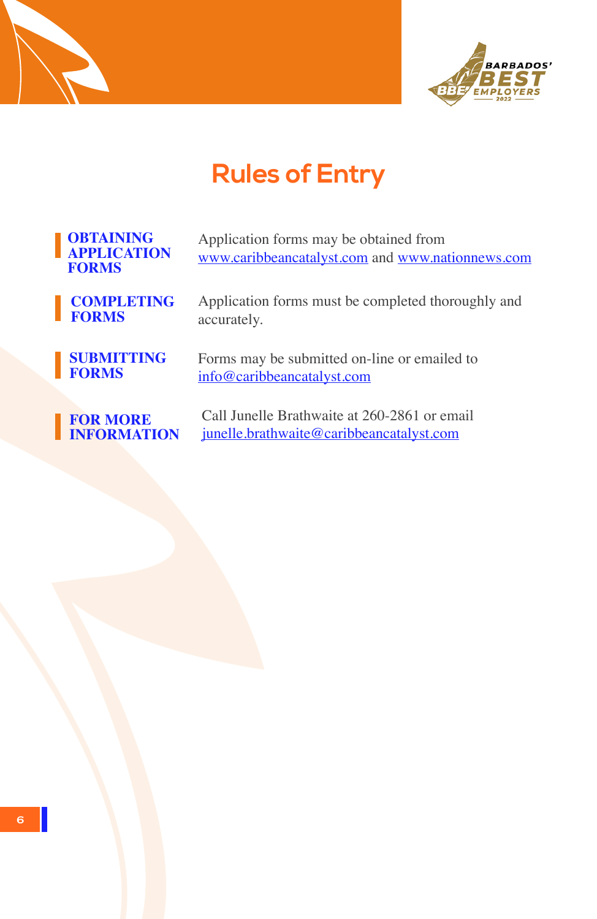# Rules of Entry

| | |
|---|---|
| **OBTAINING APPLICATION FORMS** | Application forms may be obtained from www.caribbeancatalyst.com and www.nationnews.com |
| **COMPLETING FORMS** | Application forms must be completed thoroughly and accurately. |
| **SUBMITTING FORMS** | Forms may be submitted on-line or emailed to info@caribbeancatalyst.com |
| **FOR MORE INFORMATION** | Call Junelle Brathwaite at 260-2861 or email junelle.brathwaite@caribbeancatalyst.com |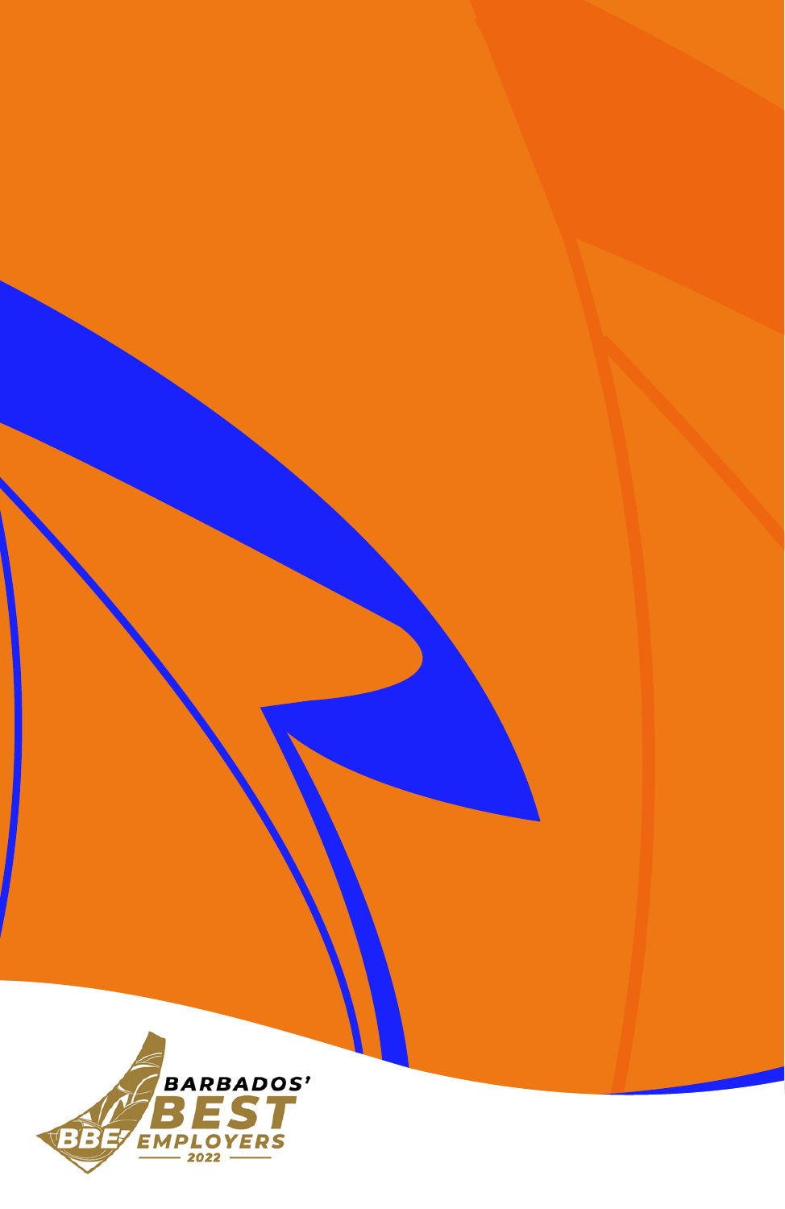BARBADOS'

BEST

EMPLOYERS

2022